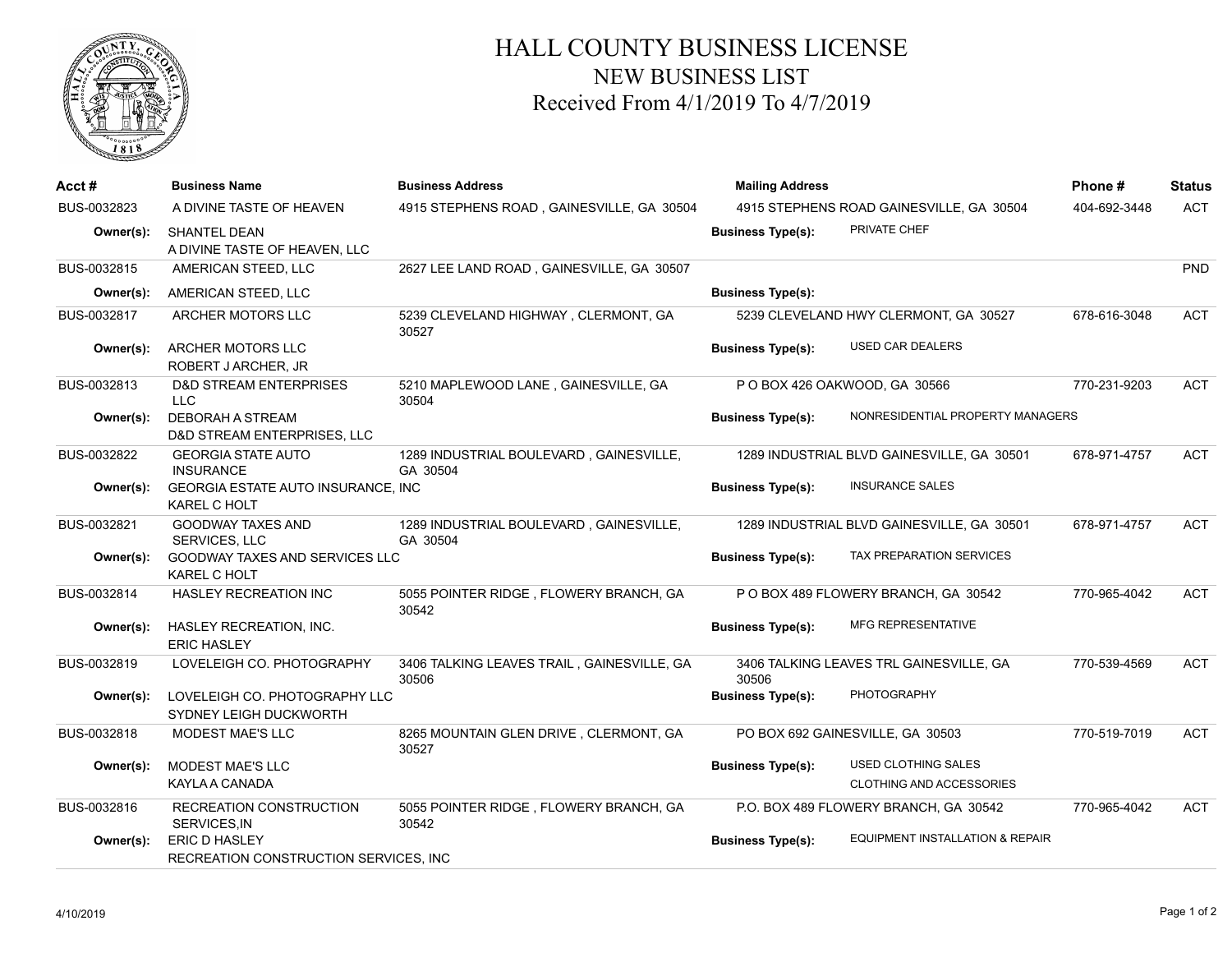# HALL COUNTY BUSINESS LICENSE

## NEW BUSINESS LIST

### Received From 4/1/2019 To 4/7/2019

| Acct # | Business Name | Business Address | Mailing Address | Phone # | Status |
|---|---|---|---|---|---|
| BUS-0032823 | A DIVINE TASTE OF HEAVEN | 4915 STEPHENS ROAD , GAINESVILLE, GA 30504 | 4915 STEPHENS ROAD GAINESVILLE, GA 30504 | 404-692-3448 | ACT |
| Owner(s): | SHANTEL DEAN<br>A DIVINE TASTE OF HEAVEN, LLC | | Business Type(s): PRIVATE CHEF | | |
| BUS-0032815 | AMERICAN STEED, LLC | 2627 LEE LAND ROAD , GAINESVILLE, GA 30507 | | | PND |
| Owner(s): | AMERICAN STEED, LLC | | Business Type(s): | | |
| BUS-0032817 | ARCHER MOTORS LLC | 5239 CLEVELAND HIGHWAY , CLERMONT, GA 30527 | 5239 CLEVELAND HWY CLERMONT, GA 30527 | 678-616-3048 | ACT |
| Owner(s): | ARCHER MOTORS LLC<br>ROBERT J ARCHER, JR | | Business Type(s): USED CAR DEALERS | | |
| BUS-0032813 | D&D STREAM ENTERPRISES LLC | 5210 MAPLEWOOD LANE , GAINESVILLE, GA 30504 | P O BOX 426 OAKWOOD, GA 30566 | 770-231-9203 | ACT |
| Owner(s): | DEBORAH A STREAM<br>D&D STREAM ENTERPRISES, LLC | | Business Type(s): NONRESIDENTIAL PROPERTY MANAGERS | | |
| BUS-0032822 | GEORGIA STATE AUTO INSURANCE | 1289 INDUSTRIAL BOULEVARD , GAINESVILLE, GA 30504 | 1289 INDUSTRIAL BLVD GAINESVILLE, GA 30501 | 678-971-4757 | ACT |
| Owner(s): | GEORGIA ESTATE AUTO INSURANCE, INC<br>KAREL C HOLT | | Business Type(s): INSURANCE SALES | | |
| BUS-0032821 | GOODWAY TAXES AND SERVICES, LLC | 1289 INDUSTRIAL BOULEVARD , GAINESVILLE, GA 30504 | 1289 INDUSTRIAL BLVD GAINESVILLE, GA 30501 | 678-971-4757 | ACT |
| Owner(s): | GOODWAY TAXES AND SERVICES LLC<br>KAREL C HOLT | | Business Type(s): TAX PREPARATION SERVICES | | |
| BUS-0032814 | HASLEY RECREATION INC | 5055 POINTER RIDGE , FLOWERY BRANCH, GA 30542 | P O BOX 489 FLOWERY BRANCH, GA 30542 | 770-965-4042 | ACT |
| Owner(s): | HASLEY RECREATION, INC.<br>ERIC HASLEY | | Business Type(s): MFG REPRESENTATIVE | | |
| BUS-0032819 | LOVELEIGH CO. PHOTOGRAPHY | 3406 TALKING LEAVES TRAIL , GAINESVILLE, GA 30506 | 3406 TALKING LEAVES TRL GAINESVILLE, GA 30506 | 770-539-4569 | ACT |
| Owner(s): | LOVELEIGH CO. PHOTOGRAPHY LLC<br>SYDNEY LEIGH DUCKWORTH | | Business Type(s): PHOTOGRAPHY | | |
| BUS-0032818 | MODEST MAE'S LLC | 8265 MOUNTAIN GLEN DRIVE , CLERMONT, GA 30527 | PO BOX 692 GAINESVILLE, GA 30503 | 770-519-7019 | ACT |
| Owner(s): | MODEST MAE'S LLC<br>KAYLA A CANADA | | Business Type(s): USED CLOTHING SALES<br>CLOTHING AND ACCESSORIES | | |
| BUS-0032816 | RECREATION CONSTRUCTION SERVICES,IN | 5055 POINTER RIDGE , FLOWERY BRANCH, GA 30542 | P.O. BOX 489 FLOWERY BRANCH, GA 30542 | 770-965-4042 | ACT |
| Owner(s): | ERIC D HASLEY<br>RECREATION CONSTRUCTION SERVICES, INC | | Business Type(s): EQUIPMENT INSTALLATION & REPAIR | | |

4/10/2019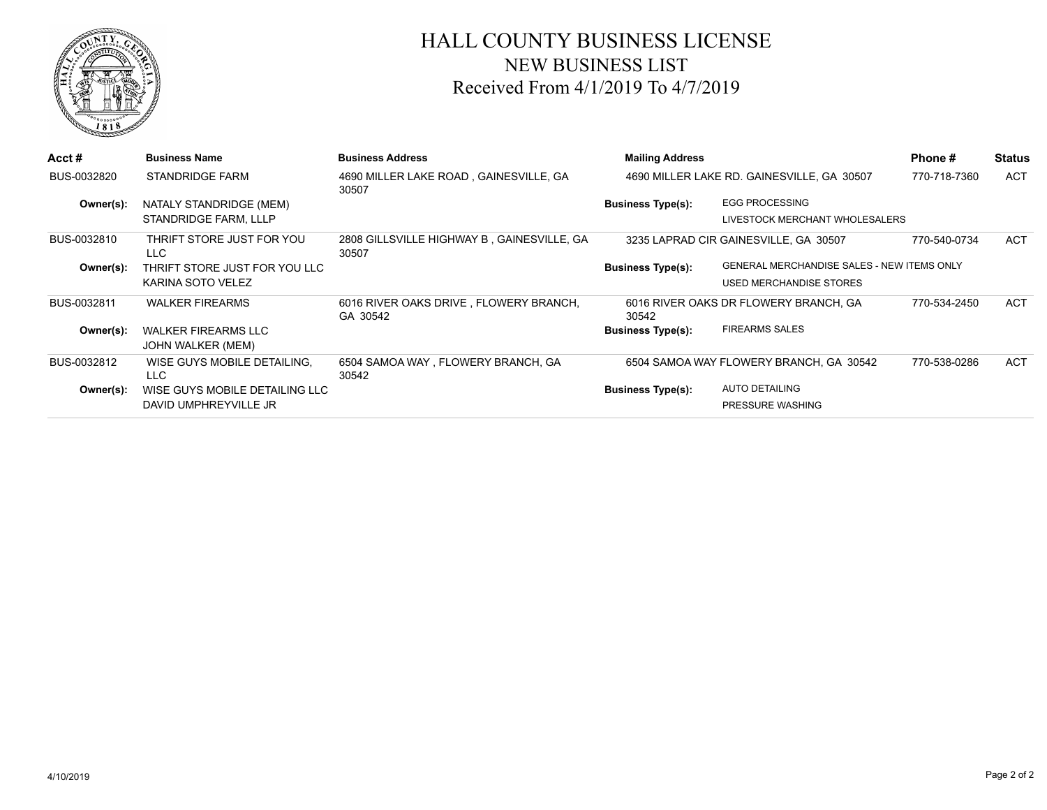# HALL COUNTY BUSINESS LICENSE
## NEW BUSINESS LIST
## Received From 4/1/2019 To 4/7/2019

| Acct # | Business Name | Business Address | Mailing Address | | Phone # | Status |
|---|---|---|---|---|---|---|
| BUS-0032820 | STANDRIDGE FARM | 4690 MILLER LAKE ROAD , GAINESVILLE, GA 30507 | 4690 MILLER LAKE RD. GAINESVILLE, GA 30507 | | 770-718-7360 | ACT |
| **Owner(s):** | NATALY STANDRIDGE (MEM)<br>STANDRIDGE FARM, LLLP | | **Business Type(s):** | EGG PROCESSING<br>LIVESTOCK MERCHANT WHOLESALERS | | |
| BUS-0032810 | THRIFT STORE JUST FOR YOU LLC | 2808 GILLSVILLE HIGHWAY B , GAINESVILLE, GA 30507 | 3235 LAPRAD CIR GAINESVILLE, GA 30507 | | 770-540-0734 | ACT |
| **Owner(s):** | THRIFT STORE JUST FOR YOU LLC<br>KARINA SOTO VELEZ | | **Business Type(s):** | GENERAL MERCHANDISE SALES - NEW ITEMS ONLY<br>USED MERCHANDISE STORES | | |
| BUS-0032811 | WALKER FIREARMS | 6016 RIVER OAKS DRIVE , FLOWERY BRANCH, GA 30542 | 6016 RIVER OAKS DR FLOWERY BRANCH, GA 30542 | | 770-534-2450 | ACT |
| **Owner(s):** | WALKER FIREARMS LLC<br>JOHN WALKER (MEM) | | **Business Type(s):** | FIREARMS SALES | | |
| BUS-0032812 | WISE GUYS MOBILE DETAILING, LLC | 6504 SAMOA WAY , FLOWERY BRANCH, GA 30542 | 6504 SAMOA WAY FLOWERY BRANCH, GA 30542 | | 770-538-0286 | ACT |
| **Owner(s):** | WISE GUYS MOBILE DETAILING LLC<br>DAVID UMPHREYVILLE JR | | **Business Type(s):** | AUTO DETAILING<br>PRESSURE WASHING | | |

4/10/2019